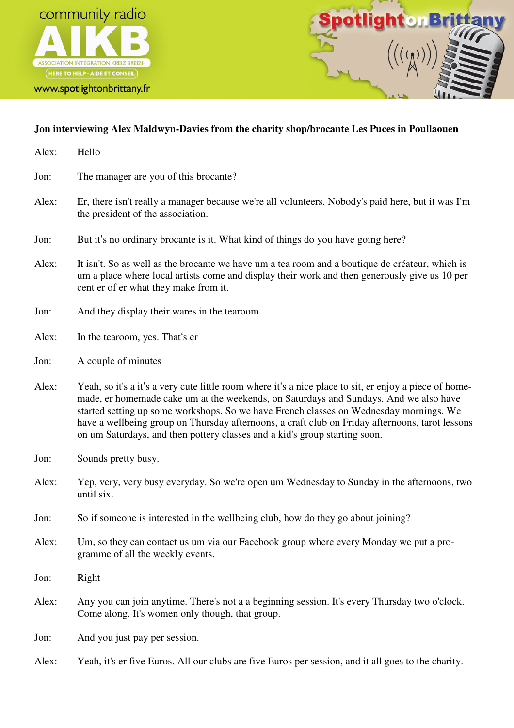**Jon interviewing Alex Maldwyn-Davies from the charity shop/brocante Les Puces in Poullaouen**

Alex: Hello

Jon: The manager are you of this brocante?

Alex: Er, there isn't really a manager because we're all volunteers. Nobody's paid here, but it was I'm the president of the association.

Jon: But it's no ordinary brocante is it. What kind of things do you have going here?

Alex: It isn't. So as well as the brocante we have um a tea room and a boutique de créateur, which is um a place where local artists come and display their work and then generously give us 10 per cent er of er what they make from it.

Jon: And they display their wares in the tearoom.

Alex: In the tearoom, yes. That's er

Jon: A couple of minutes

Alex: Yeah, so it's a it's a very cute little room where it's a nice place to sit, er enjoy a piece of home-made, er homemade cake um at the weekends, on Saturdays and Sundays. And we also have started setting up some workshops. So we have French classes on Wednesday mornings. We have a wellbeing group on Thursday afternoons, a craft club on Friday afternoons, tarot lessons on um Saturdays, and then pottery classes and a kid's group starting soon.

Jon: Sounds pretty busy.

Alex: Yep, very, very busy everyday. So we're open um Wednesday to Sunday in the afternoons, two until six.

Jon: So if someone is interested in the wellbeing club, how do they go about joining?

Alex: Um, so they can contact us um via our Facebook group where every Monday we put a programme of all the weekly events.

Jon: Right

Alex: Any you can join anytime. There's not a a beginning session. It's every Thursday two o'clock. Come along. It's women only though, that group.

Jon: And you just pay per session.

Alex: Yeah, it's er five Euros. All our clubs are five Euros per session, and it all goes to the charity.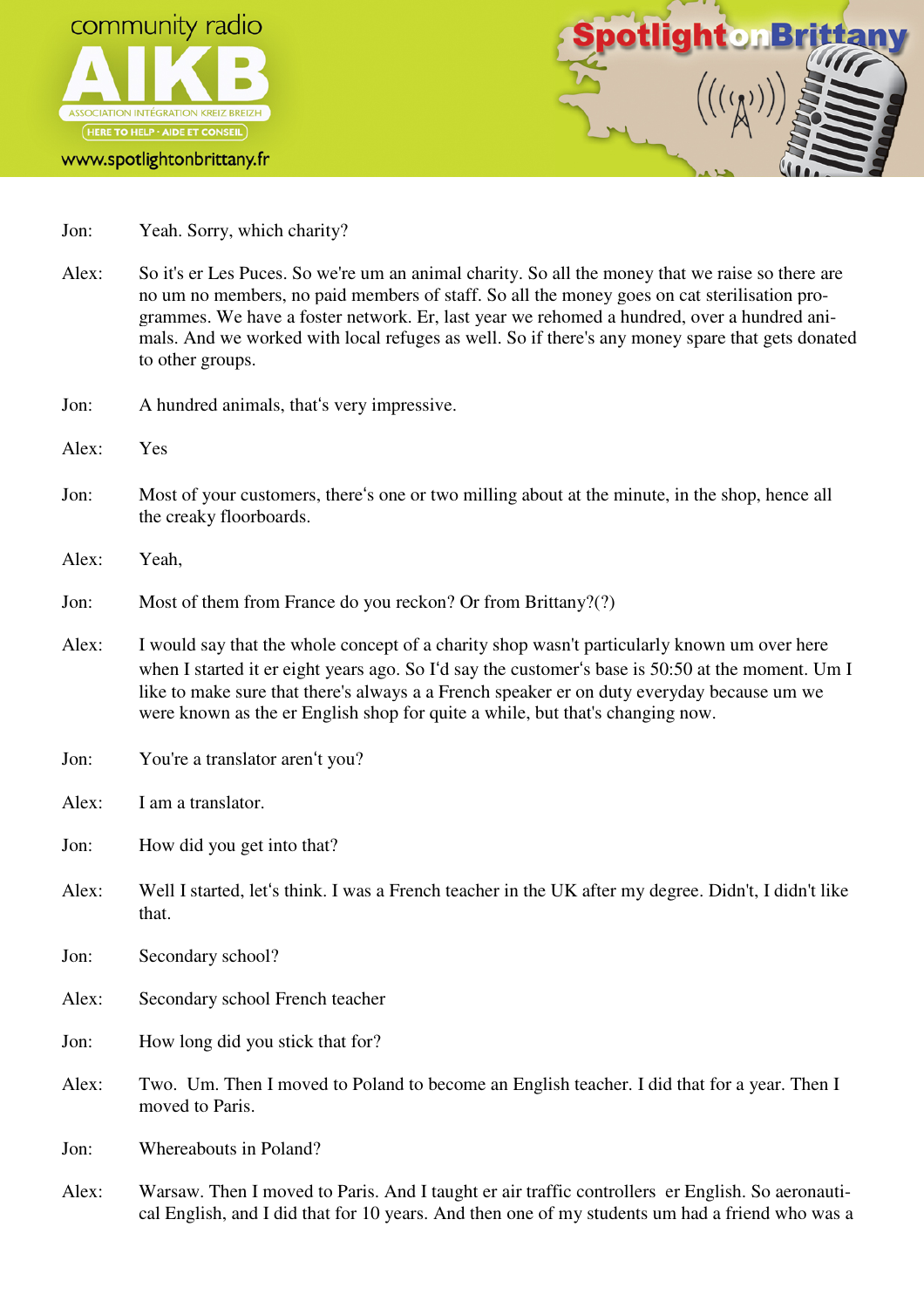Jon: Yeah. Sorry, which charity?

Alex: So it's er Les Puces. So we're um an animal charity. So all the money that we raise so there are no um no members, no paid members of staff. So all the money goes on cat sterilisation programmes. We have a foster network. Er, last year we rehomed a hundred, over a hundred animals. And we worked with local refuges as well. So if there's any money spare that gets donated to other groups.

Jon: A hundred animals, that's very impressive.

Alex: Yes

Jon: Most of your customers, there's one or two milling about at the minute, in the shop, hence all the creaky floorboards.

Alex: Yeah,

Jon: Most of them from France do you reckon? Or from Brittany?(?)

Alex: I would say that the whole concept of a charity shop wasn't particularly known um over here when I started it er eight years ago. So I'd say the customer's base is 50:50 at the moment. Um I like to make sure that there's always a a French speaker er on duty everyday because um we were known as the er English shop for quite a while, but that's changing now.

Jon: You're a translator aren't you?

Alex: I am a translator.

Jon: How did you get into that?

Alex: Well I started, let's think. I was a French teacher in the UK after my degree. Didn't, I didn't like that.

Jon: Secondary school?

Alex: Secondary school French teacher

Jon: How long did you stick that for?

Alex: Two. Um. Then I moved to Poland to become an English teacher. I did that for a year. Then I moved to Paris.

Jon: Whereabouts in Poland?

Alex: Warsaw. Then I moved to Paris. And I taught er air traffic controllers er English. So aeronautical English, and I did that for 10 years. And then one of my students um had a friend who was a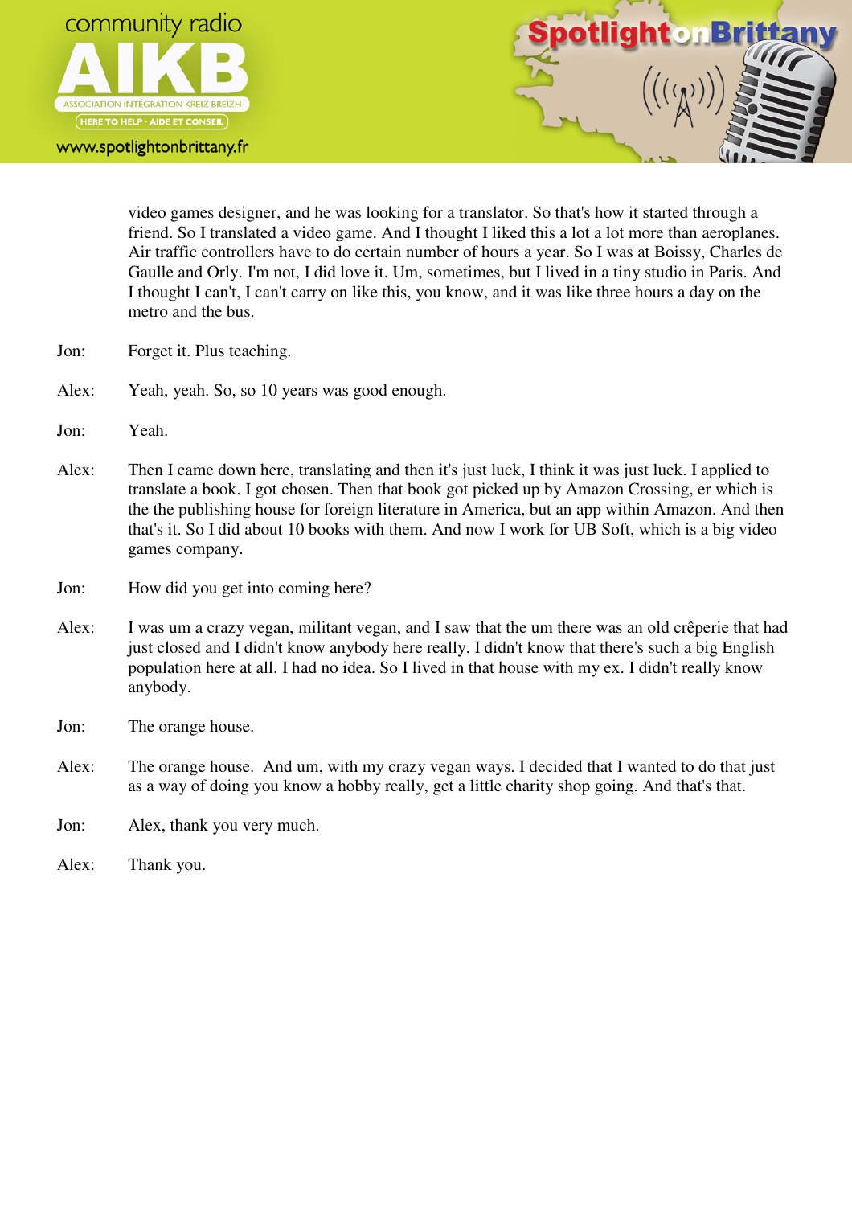video games designer, and he was looking for a translator. So that's how it started through a friend. So I translated a video game. And I thought I liked this a lot a lot more than aeroplanes. Air traffic controllers have to do certain number of hours a year. So I was at Boissy, Charles de Gaulle and Orly. I'm not, I did love it. Um, sometimes, but I lived in a tiny studio in Paris. And I thought I can't, I can't carry on like this, you know, and it was like three hours a day on the metro and the bus.

Jon: Forget it. Plus teaching.

Alex: Yeah, yeah. So, so 10 years was good enough.

Jon: Yeah.

Alex: Then I came down here, translating and then it's just luck, I think it was just luck. I applied to translate a book. I got chosen. Then that book got picked up by Amazon Crossing, er which is the the publishing house for foreign literature in America, but an app within Amazon. And then that's it. So I did about 10 books with them. And now I work for UB Soft, which is a big video games company.

Jon: How did you get into coming here?

Alex: I was um a crazy vegan, militant vegan, and I saw that the um there was an old crêperie that had just closed and I didn't know anybody here really. I didn't know that there's such a big English population here at all. I had no idea. So I lived in that house with my ex. I didn't really know anybody.

Jon: The orange house.

Alex: The orange house. And um, with my crazy vegan ways. I decided that I wanted to do that just as a way of doing you know a hobby really, get a little charity shop going. And that's that.

Jon: Alex, thank you very much.

Alex: Thank you.